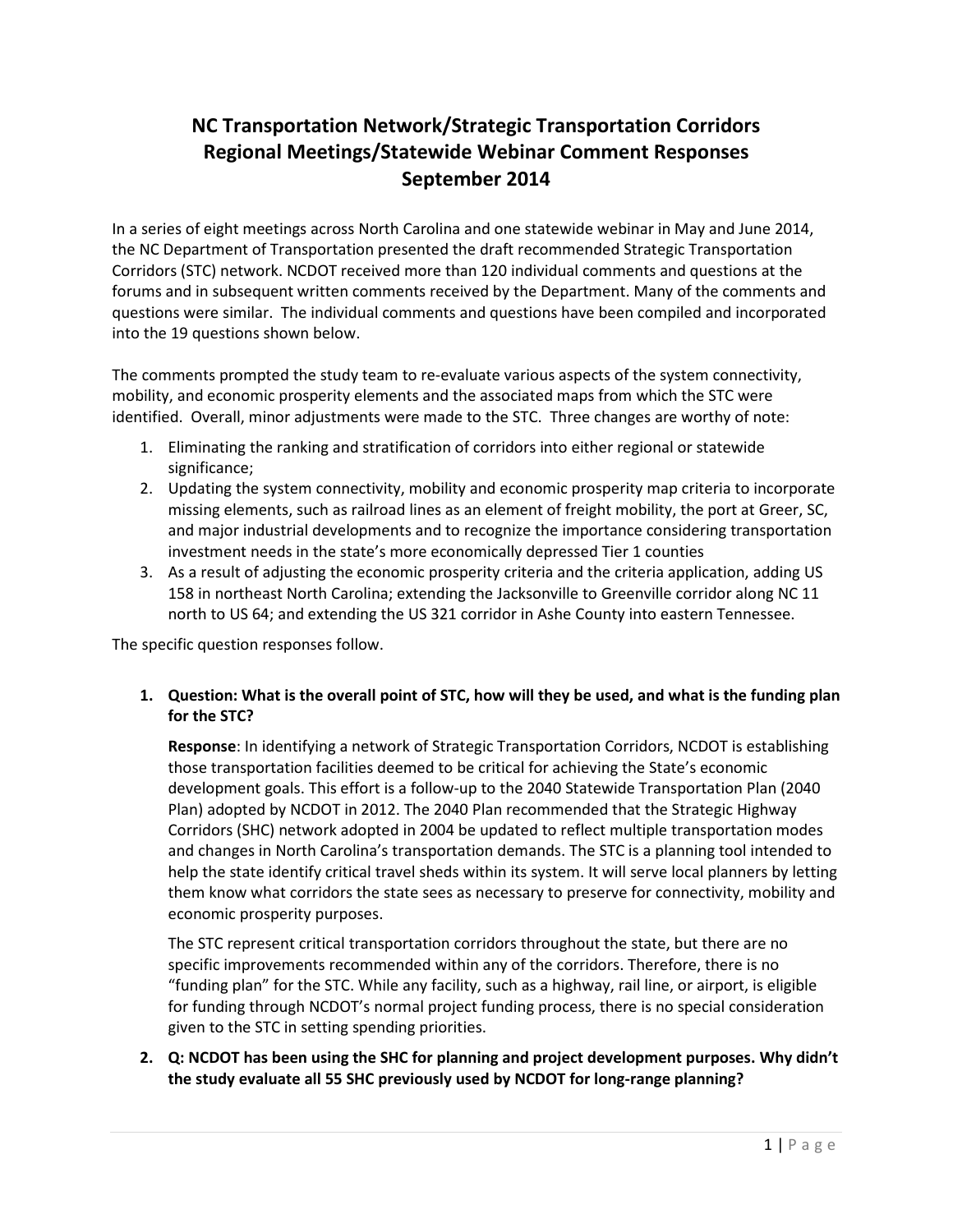# NC Transportation Network/Strategic Transportation Corridors Regional Meetings/Statewide Webinar Comment Responses September 2014

In a series of eight meetings across North Carolina and one statewide webinar in May and June 2014, the NC Department of Transportation presented the draft recommended Strategic Transportation Corridors (STC) network. NCDOT received more than 120 individual comments and questions at the forums and in subsequent written comments received by the Department. Many of the comments and questions were similar. The individual comments and questions have been compiled and incorporated into the 19 questions shown below.

The comments prompted the study team to re-evaluate various aspects of the system connectivity, mobility, and economic prosperity elements and the associated maps from which the STC were identified. Overall, minor adjustments were made to the STC. Three changes are worthy of note:

1. Eliminating the ranking and stratification of corridors into either regional or statewide significance;
2. Updating the system connectivity, mobility and economic prosperity map criteria to incorporate missing elements, such as railroad lines as an element of freight mobility, the port at Greer, SC, and major industrial developments and to recognize the importance considering transportation investment needs in the state's more economically depressed Tier 1 counties
3. As a result of adjusting the economic prosperity criteria and the criteria application, adding US 158 in northeast North Carolina; extending the Jacksonville to Greenville corridor along NC 11 north to US 64; and extending the US 321 corridor in Ashe County into eastern Tennessee.

The specific question responses follow.

1. **Question: What is the overall point of STC, how will they be used, and what is the funding plan for the STC?**

   **Response**: In identifying a network of Strategic Transportation Corridors, NCDOT is establishing those transportation facilities deemed to be critical for achieving the State's economic development goals. This effort is a follow-up to the 2040 Statewide Transportation Plan (2040 Plan) adopted by NCDOT in 2012. The 2040 Plan recommended that the Strategic Highway Corridors (SHC) network adopted in 2004 be updated to reflect multiple transportation modes and changes in North Carolina's transportation demands. The STC is a planning tool intended to help the state identify critical travel sheds within its system. It will serve local planners by letting them know what corridors the state sees as necessary to preserve for connectivity, mobility and economic prosperity purposes.

   The STC represent critical transportation corridors throughout the state, but there are no specific improvements recommended within any of the corridors. Therefore, there is no "funding plan" for the STC. While any facility, such as a highway, rail line, or airport, is eligible for funding through NCDOT's normal project funding process, there is no special consideration given to the STC in setting spending priorities.

2. **Q: NCDOT has been using the SHC for planning and project development purposes. Why didn't the study evaluate all 55 SHC previously used by NCDOT for long-range planning?**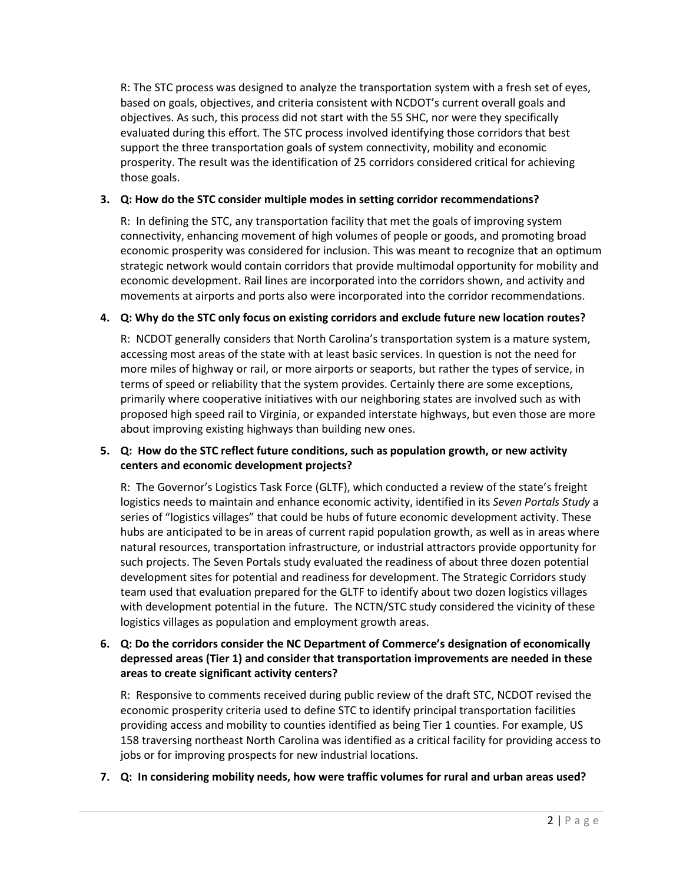R: The STC process was designed to analyze the transportation system with a fresh set of eyes, based on goals, objectives, and criteria consistent with NCDOT's current overall goals and objectives. As such, this process did not start with the 55 SHC, nor were they specifically evaluated during this effort. The STC process involved identifying those corridors that best support the three transportation goals of system connectivity, mobility and economic prosperity. The result was the identification of 25 corridors considered critical for achieving those goals.

3. **Q: How do the STC consider multiple modes in setting corridor recommendations?**

   R: In defining the STC, any transportation facility that met the goals of improving system connectivity, enhancing movement of high volumes of people or goods, and promoting broad economic prosperity was considered for inclusion. This was meant to recognize that an optimum strategic network would contain corridors that provide multimodal opportunity for mobility and economic development. Rail lines are incorporated into the corridors shown, and activity and movements at airports and ports also were incorporated into the corridor recommendations.

4. **Q: Why do the STC only focus on existing corridors and exclude future new location routes?**

   R: NCDOT generally considers that North Carolina's transportation system is a mature system, accessing most areas of the state with at least basic services. In question is not the need for more miles of highway or rail, or more airports or seaports, but rather the types of service, in terms of speed or reliability that the system provides. Certainly there are some exceptions, primarily where cooperative initiatives with our neighboring states are involved such as with proposed high speed rail to Virginia, or expanded interstate highways, but even those are more about improving existing highways than building new ones.

5. **Q: How do the STC reflect future conditions, such as population growth, or new activity centers and economic development projects?**

   R: The Governor's Logistics Task Force (GLTF), which conducted a review of the state's freight logistics needs to maintain and enhance economic activity, identified in its *Seven Portals Study* a series of "logistics villages" that could be hubs of future economic development activity. These hubs are anticipated to be in areas of current rapid population growth, as well as in areas where natural resources, transportation infrastructure, or industrial attractors provide opportunity for such projects. The Seven Portals study evaluated the readiness of about three dozen potential development sites for potential and readiness for development. The Strategic Corridors study team used that evaluation prepared for the GLTF to identify about two dozen logistics villages with development potential in the future. The NCTN/STC study considered the vicinity of these logistics villages as population and employment growth areas.

6. **Q: Do the corridors consider the NC Department of Commerce's designation of economically depressed areas (Tier 1) and consider that transportation improvements are needed in these areas to create significant activity centers?**

   R: Responsive to comments received during public review of the draft STC, NCDOT revised the economic prosperity criteria used to define STC to identify principal transportation facilities providing access and mobility to counties identified as being Tier 1 counties. For example, US 158 traversing northeast North Carolina was identified as a critical facility for providing access to jobs or for improving prospects for new industrial locations.

7. **Q: In considering mobility needs, how were traffic volumes for rural and urban areas used?**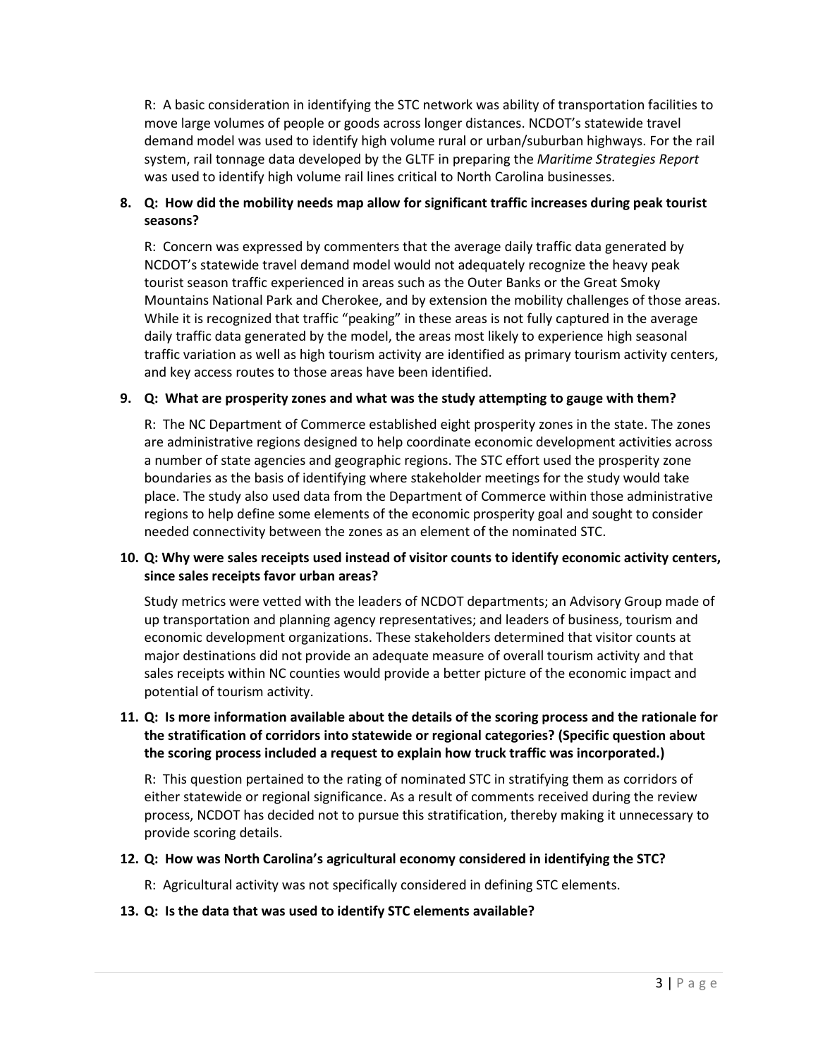R: A basic consideration in identifying the STC network was ability of transportation facilities to move large volumes of people or goods across longer distances. NCDOT's statewide travel demand model was used to identify high volume rural or urban/suburban highways. For the rail system, rail tonnage data developed by the GLTF in preparing the *Maritime Strategies Report* was used to identify high volume rail lines critical to North Carolina businesses.

**8. Q: How did the mobility needs map allow for significant traffic increases during peak tourist seasons?**

R: Concern was expressed by commenters that the average daily traffic data generated by NCDOT's statewide travel demand model would not adequately recognize the heavy peak tourist season traffic experienced in areas such as the Outer Banks or the Great Smoky Mountains National Park and Cherokee, and by extension the mobility challenges of those areas. While it is recognized that traffic "peaking" in these areas is not fully captured in the average daily traffic data generated by the model, the areas most likely to experience high seasonal traffic variation as well as high tourism activity are identified as primary tourism activity centers, and key access routes to those areas have been identified.

**9. Q: What are prosperity zones and what was the study attempting to gauge with them?**

R: The NC Department of Commerce established eight prosperity zones in the state. The zones are administrative regions designed to help coordinate economic development activities across a number of state agencies and geographic regions. The STC effort used the prosperity zone boundaries as the basis of identifying where stakeholder meetings for the study would take place. The study also used data from the Department of Commerce within those administrative regions to help define some elements of the economic prosperity goal and sought to consider needed connectivity between the zones as an element of the nominated STC.

**10. Q: Why were sales receipts used instead of visitor counts to identify economic activity centers, since sales receipts favor urban areas?**

Study metrics were vetted with the leaders of NCDOT departments; an Advisory Group made of up transportation and planning agency representatives; and leaders of business, tourism and economic development organizations. These stakeholders determined that visitor counts at major destinations did not provide an adequate measure of overall tourism activity and that sales receipts within NC counties would provide a better picture of the economic impact and potential of tourism activity.

**11. Q: Is more information available about the details of the scoring process and the rationale for the stratification of corridors into statewide or regional categories? (Specific question about the scoring process included a request to explain how truck traffic was incorporated.)**

R: This question pertained to the rating of nominated STC in stratifying them as corridors of either statewide or regional significance. As a result of comments received during the review process, NCDOT has decided not to pursue this stratification, thereby making it unnecessary to provide scoring details.

**12. Q: How was North Carolina's agricultural economy considered in identifying the STC?**

R: Agricultural activity was not specifically considered in defining STC elements.

**13. Q: Is the data that was used to identify STC elements available?**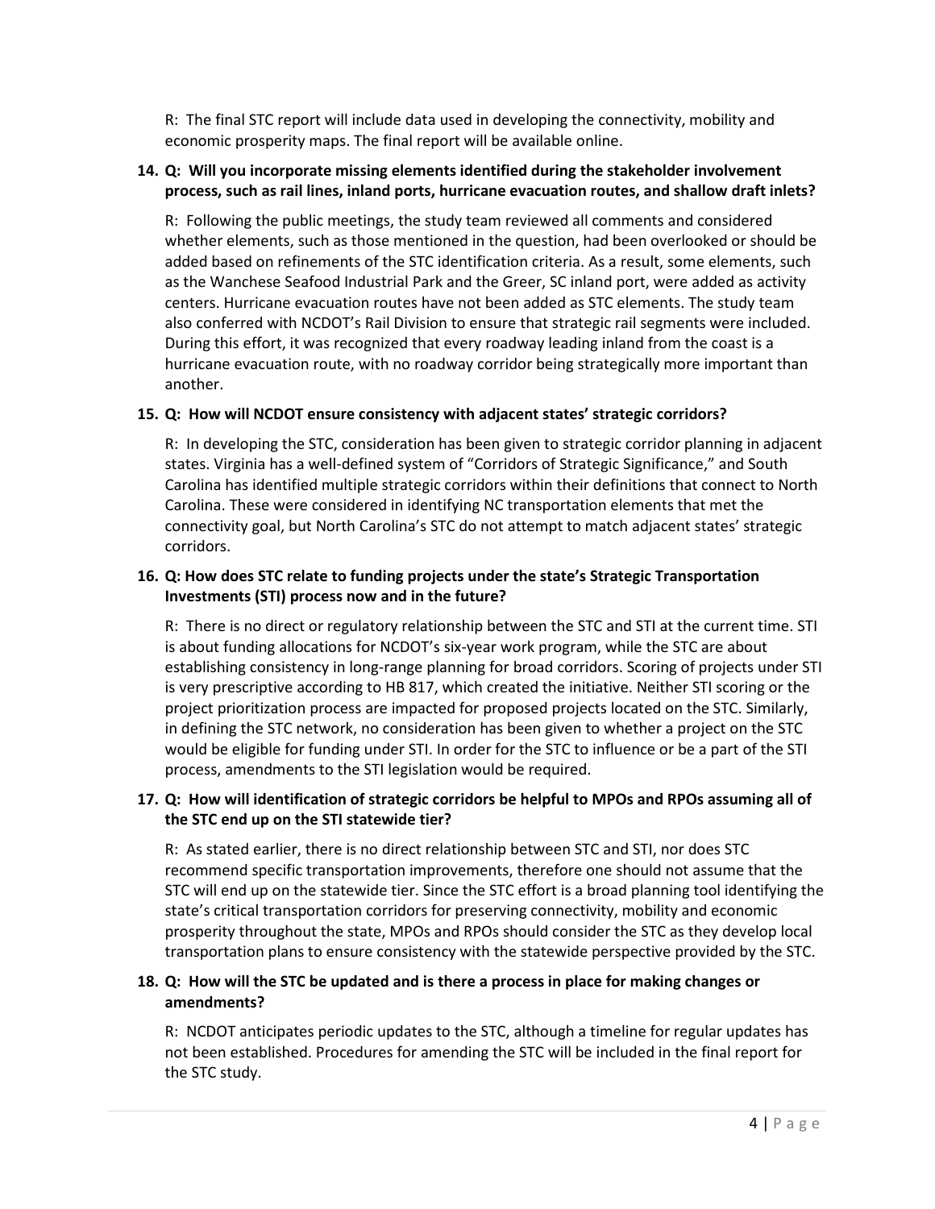R: The final STC report will include data used in developing the connectivity, mobility and economic prosperity maps. The final report will be available online.

**14. Q: Will you incorporate missing elements identified during the stakeholder involvement process, such as rail lines, inland ports, hurricane evacuation routes, and shallow draft inlets?**

R: Following the public meetings, the study team reviewed all comments and considered whether elements, such as those mentioned in the question, had been overlooked or should be added based on refinements of the STC identification criteria. As a result, some elements, such as the Wanchese Seafood Industrial Park and the Greer, SC inland port, were added as activity centers. Hurricane evacuation routes have not been added as STC elements. The study team also conferred with NCDOT's Rail Division to ensure that strategic rail segments were included. During this effort, it was recognized that every roadway leading inland from the coast is a hurricane evacuation route, with no roadway corridor being strategically more important than another.

**15. Q: How will NCDOT ensure consistency with adjacent states' strategic corridors?**

R: In developing the STC, consideration has been given to strategic corridor planning in adjacent states. Virginia has a well-defined system of "Corridors of Strategic Significance," and South Carolina has identified multiple strategic corridors within their definitions that connect to North Carolina. These were considered in identifying NC transportation elements that met the connectivity goal, but North Carolina's STC do not attempt to match adjacent states' strategic corridors.

**16. Q: How does STC relate to funding projects under the state's Strategic Transportation Investments (STI) process now and in the future?**

R: There is no direct or regulatory relationship between the STC and STI at the current time. STI is about funding allocations for NCDOT's six-year work program, while the STC are about establishing consistency in long-range planning for broad corridors. Scoring of projects under STI is very prescriptive according to HB 817, which created the initiative. Neither STI scoring or the project prioritization process are impacted for proposed projects located on the STC. Similarly, in defining the STC network, no consideration has been given to whether a project on the STC would be eligible for funding under STI. In order for the STC to influence or be a part of the STI process, amendments to the STI legislation would be required.

**17. Q: How will identification of strategic corridors be helpful to MPOs and RPOs assuming all of the STC end up on the STI statewide tier?**

R: As stated earlier, there is no direct relationship between STC and STI, nor does STC recommend specific transportation improvements, therefore one should not assume that the STC will end up on the statewide tier. Since the STC effort is a broad planning tool identifying the state's critical transportation corridors for preserving connectivity, mobility and economic prosperity throughout the state, MPOs and RPOs should consider the STC as they develop local transportation plans to ensure consistency with the statewide perspective provided by the STC.

**18. Q: How will the STC be updated and is there a process in place for making changes or amendments?**

R: NCDOT anticipates periodic updates to the STC, although a timeline for regular updates has not been established. Procedures for amending the STC will be included in the final report for the STC study.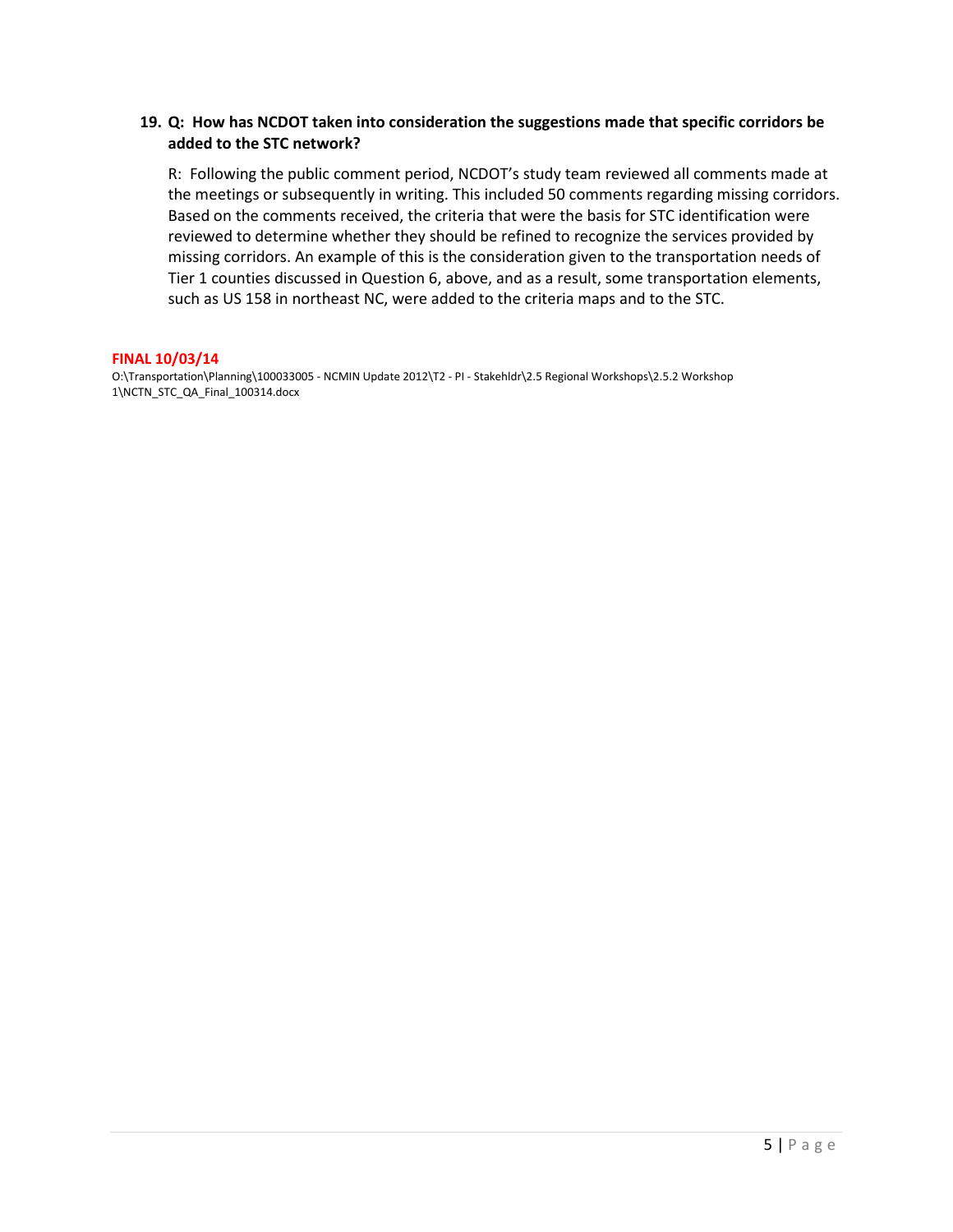19. **Q: How has NCDOT taken into consideration the suggestions made that specific corridors be added to the STC network?**

    R: Following the public comment period, NCDOT's study team reviewed all comments made at the meetings or subsequently in writing. This included 50 comments regarding missing corridors. Based on the comments received, the criteria that were the basis for STC identification were reviewed to determine whether they should be refined to recognize the services provided by missing corridors. An example of this is the consideration given to the transportation needs of Tier 1 counties discussed in Question 6, above, and as a result, some transportation elements, such as US 158 in northeast NC, were added to the criteria maps and to the STC.

**FINAL 10/03/14**

O:\Transportation\Planning\100033005 - NCMIN Update 2012\T2 - PI - Stakehldr\2.5 Regional Workshops\2.5.2 Workshop 1\NCTN_STC_QA_Final_100314.docx